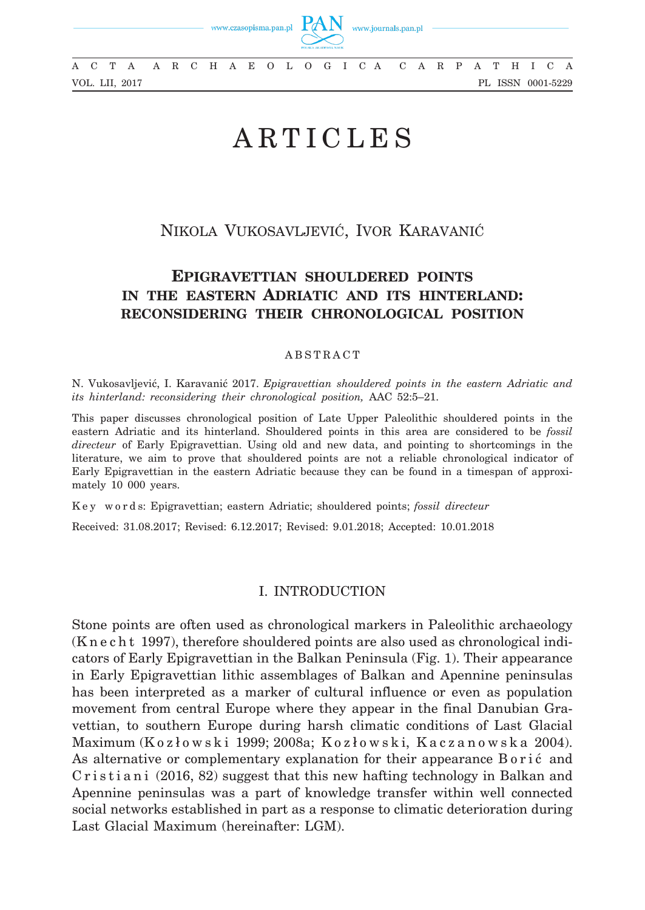# ARTICLES

NIKOLA VUKOSAVLJEVIĆ, IVOR KARAVANIĆ

## EPIGRAVETTIAN SHOULDERED POINTS IN THE EASTERN ADRIATIC AND ITS HINTERLAND: RECONSIDERING THEIR CHRONOLOGICAL POSITION

### ABSTRACT

N. Vukosavljević, I. Karavanić 2017. *Epigravettian shouldered points in the eastern Adriatic and its hinterland: reconsidering their chronological position,* AAC 52:5–21.

This paper discusses chronological position of Late Upper Paleolithic shouldered points in the eastern Adriatic and its hinterland. Shouldered points in this area are considered to be *fossil directeur* of Early Epigravettian. Using old and new data, and pointing to shortcomings in the literature, we aim to prove that shouldered points are not a reliable chronological indicator of Early Epigravettian in the eastern Adriatic because they can be found in a timespan of approximately 10 000 years.

Key words: Epigravettian; eastern Adriatic; shouldered points; *fossil directeur*

Received: 31.08.2017; Revised: 6.12.2017; Revised: 9.01.2018; Accepted: 10.01.2018

## I. INTRODUCTION

Stone points are often used as chronological markers in Paleolithic archaeology (Knecht 1997), therefore shouldered points are also used as chronological indicators of Early Epigravettian in the Balkan Peninsula (Fig. 1). Their appearance in Early Epigravettian lithic assemblages of Balkan and Apennine peninsulas has been interpreted as a marker of cultural influence or even as population movement from central Europe where they appear in the final Danubian Gravettian, to southern Europe during harsh climatic conditions of Last Glacial Maximum (Kozłowski 1999; 2008a; Kozłowski, Kaczanowska 2004). As alternative or complementary explanation for their appearance Borić and Cristiani (2016, 82) suggest that this new hafting technology in Balkan and Apennine peninsulas was a part of knowledge transfer within well connected social networks established in part as a response to climatic deterioration during Last Glacial Maximum (hereinafter: LGM).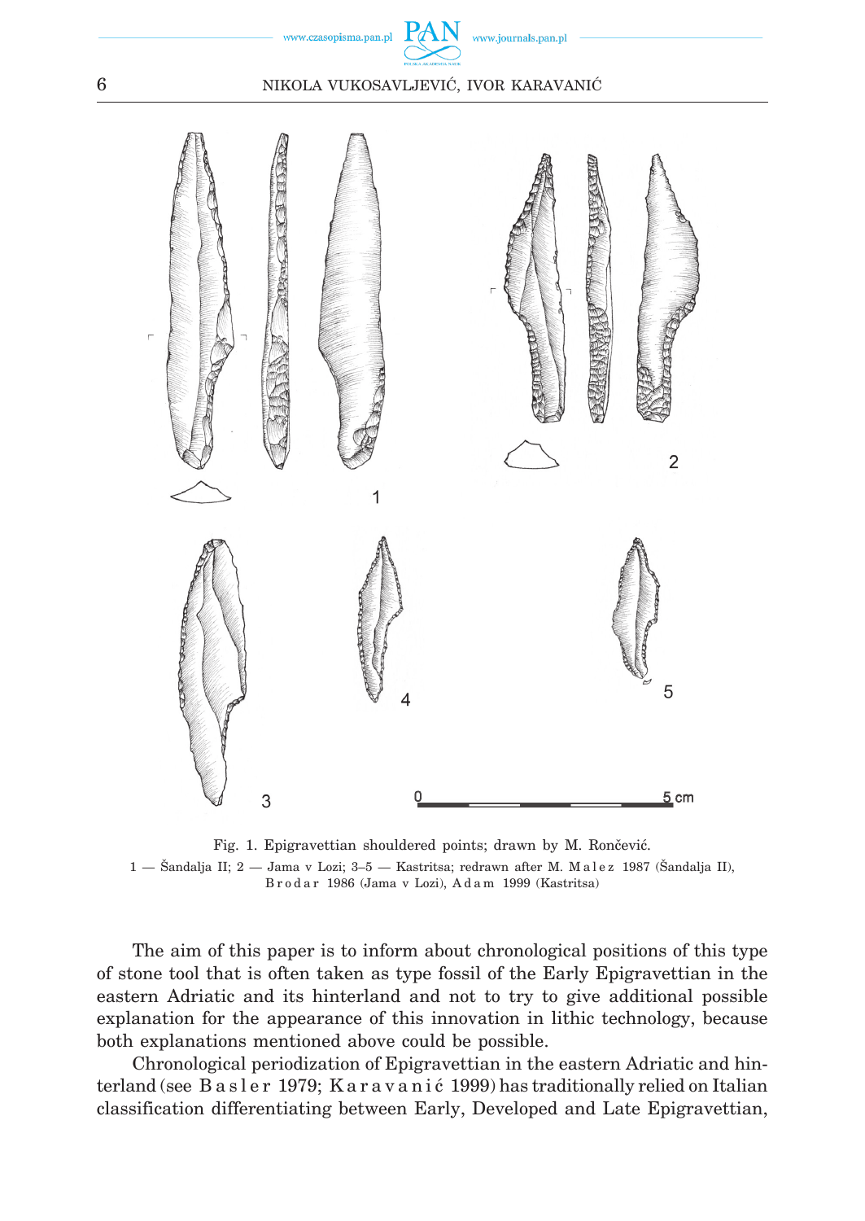Fig. 1. Epigravettian shouldered points; drawn by M. Rončević.
1 — Šandalja II; 2 — Jama v Lozi; 3–5 — Kastritsa; redrawn after M. Malez 1987 (Šandalja II), Brodar 1986 (Jama v Lozi), Adam 1999 (Kastritsa)

The aim of this paper is to inform about chronological positions of this type of stone tool that is often taken as type fossil of the Early Epigravettian in the eastern Adriatic and its hinterland and not to try to give additional possible explanation for the appearance of this innovation in lithic technology, because both explanations mentioned above could be possible.

Chronological periodization of Epigravettian in the eastern Adriatic and hinterland (see Basler 1979; Karavanić 1999) has traditionally relied on Italian classification differentiating between Early, Developed and Late Epigravettian,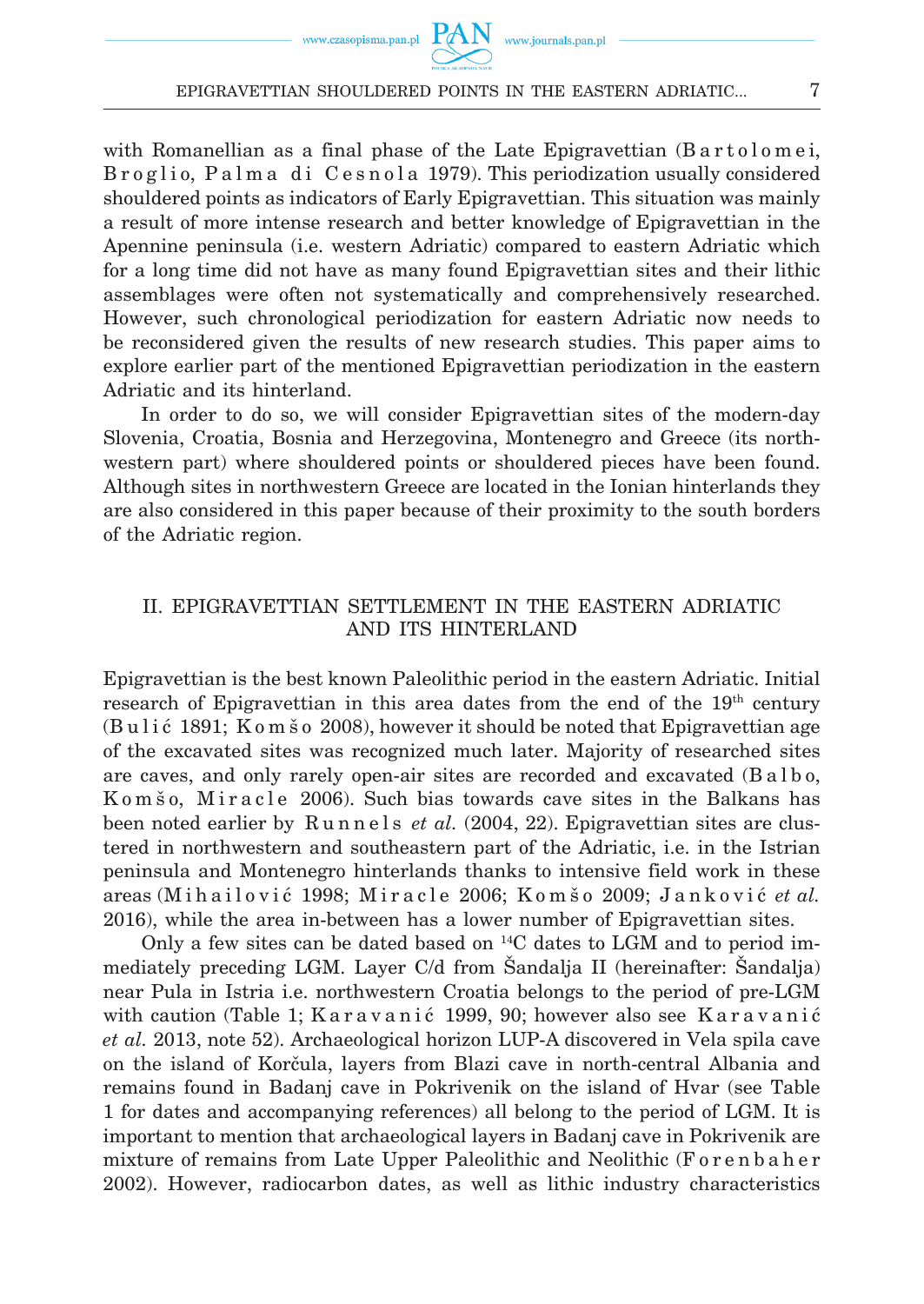with Romanellian as a final phase of the Late Epigravettian (Bartolomei, Broglio, Palma di Cesnola 1979). This periodization usually considered shouldered points as indicators of Early Epigravettian. This situation was mainly a result of more intense research and better knowledge of Epigravettian in the Apennine peninsula (i.e. western Adriatic) compared to eastern Adriatic which for a long time did not have as many found Epigravettian sites and their lithic assemblages were often not systematically and comprehensively researched. However, such chronological periodization for eastern Adriatic now needs to be reconsidered given the results of new research studies. This paper aims to explore earlier part of the mentioned Epigravettian periodization in the eastern Adriatic and its hinterland.

In order to do so, we will consider Epigravettian sites of the modern-day Slovenia, Croatia, Bosnia and Herzegovina, Montenegro and Greece (its northwestern part) where shouldered points or shouldered pieces have been found. Although sites in northwestern Greece are located in the Ionian hinterlands they are also considered in this paper because of their proximity to the south borders of the Adriatic region.

## II. EPIGRAVETTIAN SETTLEMENT IN THE EASTERN ADRIATIC AND ITS HINTERLAND

Epigravettian is the best known Paleolithic period in the eastern Adriatic. Initial research of Epigravettian in this area dates from the end of the 19th century (Bulić 1891; Komšo 2008), however it should be noted that Epigravettian age of the excavated sites was recognized much later. Majority of researched sites are caves, and only rarely open-air sites are recorded and excavated (Balbo, Komšo, Miracle 2006). Such bias towards cave sites in the Balkans has been noted earlier by Runnels *et al.* (2004, 22). Epigravettian sites are clustered in northwestern and southeastern part of the Adriatic, i.e. in the Istrian peninsula and Montenegro hinterlands thanks to intensive field work in these areas (Mihailović 1998; Miracle 2006; Komšo 2009; Janković *et al.* 2016), while the area in-between has a lower number of Epigravettian sites.

Only a few sites can be dated based on $^{14}C$ dates to LGM and to period immediately preceding LGM. Layer C/d from Šandalja II (hereinafter: Šandalja) near Pula in Istria i.e. northwestern Croatia belongs to the period of pre-LGM with caution (Table 1; Karavanić 1999, 90; however also see Karavanić *et al.* 2013, note 52). Archaeological horizon LUP-A discovered in Vela spila cave on the island of Korčula, layers from Blazi cave in north-central Albania and remains found in Badanj cave in Pokrivenik on the island of Hvar (see Table 1 for dates and accompanying references) all belong to the period of LGM. It is important to mention that archaeological layers in Badanj cave in Pokrivenik are mixture of remains from Late Upper Paleolithic and Neolithic (Forenbaher 2002). However, radiocarbon dates, as well as lithic industry characteristics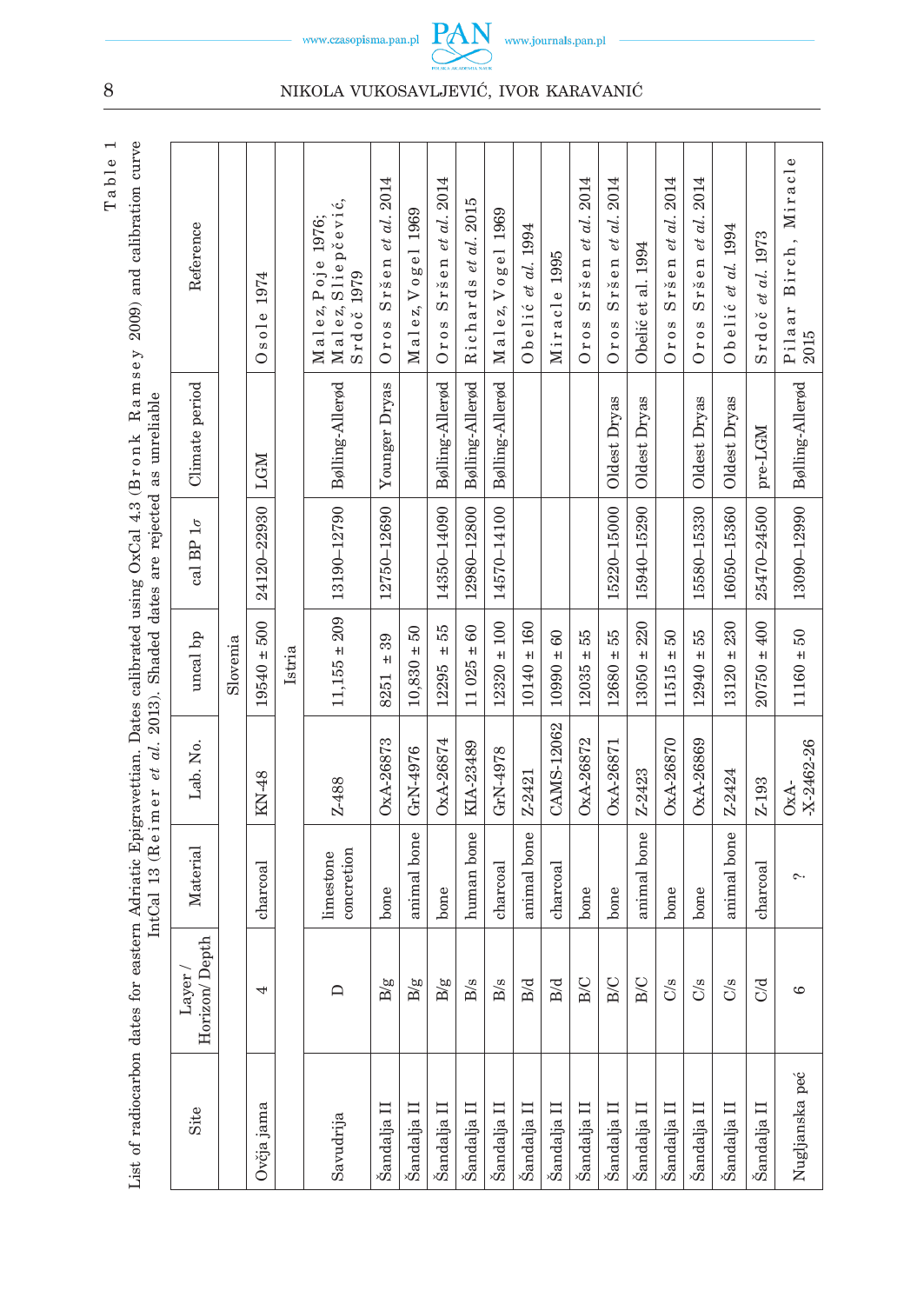Table 1

List of radiocarbon dates for eastern Adriatic Epigravettian. Dates calibrated using OxCal 4.3 (Bronk Ramsey 2009) and calibration curve IntCal 13 (Reimer *et al.* 2013). Shaded dates are rejected as unreliable

| Site | Layer / Horizon/ Depth | Material | Lab. No. | uncal bp | cal BP 1σ | Climate period | Reference |
|---|---|---|---|---|---|---|---|
| | | | | Slovenia | | | |
| Ovčja jama | 4 | charcoal | KN-48 | 19540 ± 500 | 24120–22930 | LGM | Osole 1974 |
| | | | | Istria | | | |
| Savudrija | D | limestone concretion | Z-488 | 11,155 ± 209 | 13190–12790 | Bølling-Allerød | Malez, Poje 1976; Malez, Sliepčević, Srdoč 1979 |
| Šandalja II | B/g | bone | OxA-26873 | 8251 ± 39 | 12750–12690 | Younger Dryas | Oros Sršen *et al.* 2014 |
| Šandalja II | B/g | animal bone | GrN-4976 | 10,830 ± 50 | | | Malez, Vogel 1969 |
| Šandalja II | B/g | bone | OxA-26874 | 12295 ± 55 | 14350–14090 | Bølling-Allerød | Oros Sršen *et al.* 2014 |
| Šandalja II | B/s | human bone | KIA-23489 | 11 025 ± 60 | 12980–12800 | Bølling-Allerød | Richards *et al.* 2015 |
| Šandalja II | B/s | charcoal | GrN-4978 | 12320 ± 100 | 14570–14100 | Bølling-Allerød | Malez, Vogel 1969 |
| Šandalja II | B/d | animal bone | Z-2421 | 10140 ± 160 | | | Obelić *et al.* 1994 |
| Šandalja II | B/d | charcoal | CAMS-12062 | 10990 ± 60 | | | Miracle 1995 |
| Šandalja II | B/C | bone | OxA-26872 | 12035 ± 55 | | | Oros Sršen *et al.* 2014 |
| Šandalja II | B/C | bone | OxA-26871 | 12680 ± 55 | 15220–15000 | Oldest Dryas | Oros Sršen *et al.* 2014 |
| Šandalja II | B/C | animal bone | Z-2423 | 13050 ± 220 | 15940–15290 | Oldest Dryas | Obelić et al. 1994 |
| Šandalja II | C/s | bone | OxA-26870 | 11515 ± 50 | | | Oros Sršen *et al.* 2014 |
| Šandalja II | C/s | bone | OxA-26869 | 12940 ± 55 | 15580–15330 | Oldest Dryas | Oros Sršen *et al.* 2014 |
| Šandalja II | C/s | animal bone | Z-2424 | 13120 ± 230 | 16050–15360 | Oldest Dryas | Obelić *et al.* 1994 |
| Šandalja II | C/d | charcoal | Z-193 | 20750 ± 400 | 25470–24500 | pre-LGM | Srdoč *et al.* 1973 |
| Nugljanska peć | 6 | ? | OxA-X-2462-26 | 11160 ± 50 | 13090–12990 | Bølling-Allerød | Pilaar Birch, Miracle 2015 |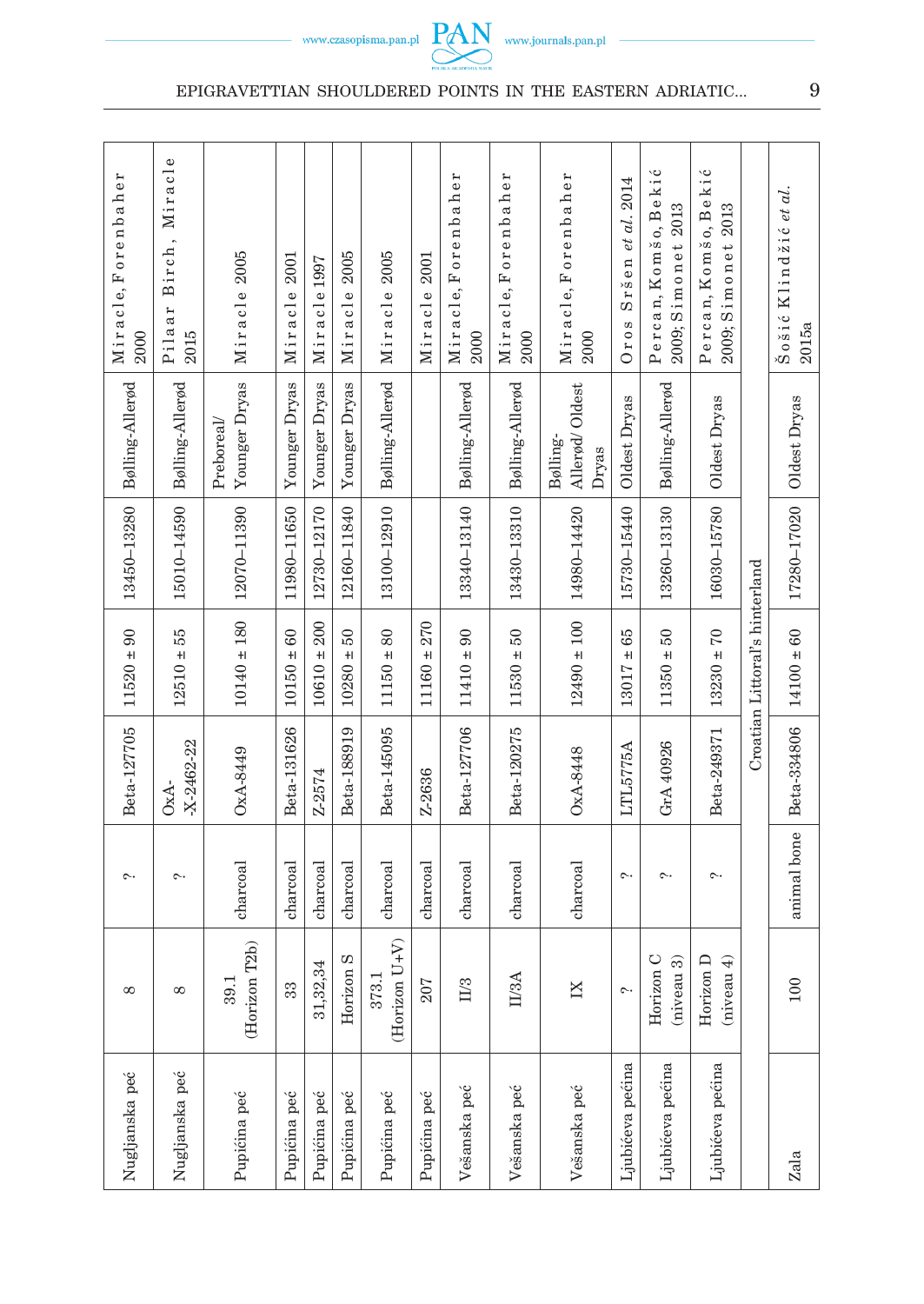| Nugljanska peć | 8 | ? | Beta-127705 | 11520 ± 90 | 13450–13280 | Bølling-Allerød | Miracle, Forenbaher 2000 |
|---|---|---|---|---|---|---|---|
| Nugljanska peć | 8 | ? | OxA-X-2462-22 | 12510 ± 55 | 15010–14590 | Bølling-Allerød | Pilaar Birch, Miracle 2015 |
| Pupićina peć | 39.1 (Horizon T2b) | charcoal | OxA-8449 | 10140 ± 180 | 12070–11390 | Preboreal/ Younger Dryas | Miracle 2005 |
| Pupićina peć | 33 | charcoal | Beta-131626 | 10150 ± 60 | 11980–11650 | Younger Dryas | Miracle 2001 |
| Pupićina peć | 31,32,34 | charcoal | Z-2574 | 10610 ± 200 | 12730–12170 | Younger Dryas | Miracle 1997 |
| Pupićina peć | Horizon S | charcoal | Beta-188919 | 10280 ± 50 | 12160–11840 | Younger Dryas | Miracle 2005 |
| Pupićina peć | 373.1 (Horizon U+V) | charcoal | Beta-145095 | 11150 ± 80 | 13100–12910 | Bølling-Allerød | Miracle 2005 |
| Pupićina peć | 207 | charcoal | Z-2636 | 11160 ± 270 | | | Miracle 2001 |
| Vešanska peć | II/3 | charcoal | Beta-127706 | 11410 ± 90 | 13340–13140 | Bølling-Allerød | Miracle, Forenbaher 2000 |
| Vešanska peć | II/3A | charcoal | Beta-120275 | 11530 ± 50 | 13430–13310 | Bølling-Allerød | Miracle, Forenbaher 2000 |
| Vešanska peć | IX | charcoal | OxA-8448 | 12490 ± 100 | 14980–14420 | Bølling-Allerød/ Oldest Dryas | Miracle, Forenbaher 2000 |
| Ljubićeva pećina | ? | ? | LTL5775A | 13017 ± 65 | 15730–15440 | Oldest Dryas | Oros Sršen *et al.* 2014 |
| Ljubićeva pećina | Horizon C (niveau 3) | ? | GrA 40926 | 11350 ± 50 | 13260–13130 | Bølling-Allerød | Percan, Komšo, Bekić 2009; Simonet 2013 |
| Ljubićeva pećina | Horizon D (niveau 4) | ? | Beta-249371 | 13230 ± 70 | 16030–15780 | Oldest Dryas | Percan, Komšo, Bekić 2009; Simonet 2013 |
| Croatian Littoral's hinterland | | | | | | | |
| Zala | 100 | animal bone | Beta-334806 | 14100 ± 60 | 17280–17020 | Oldest Dryas | Šošić Klindžić *et al.* 2015a |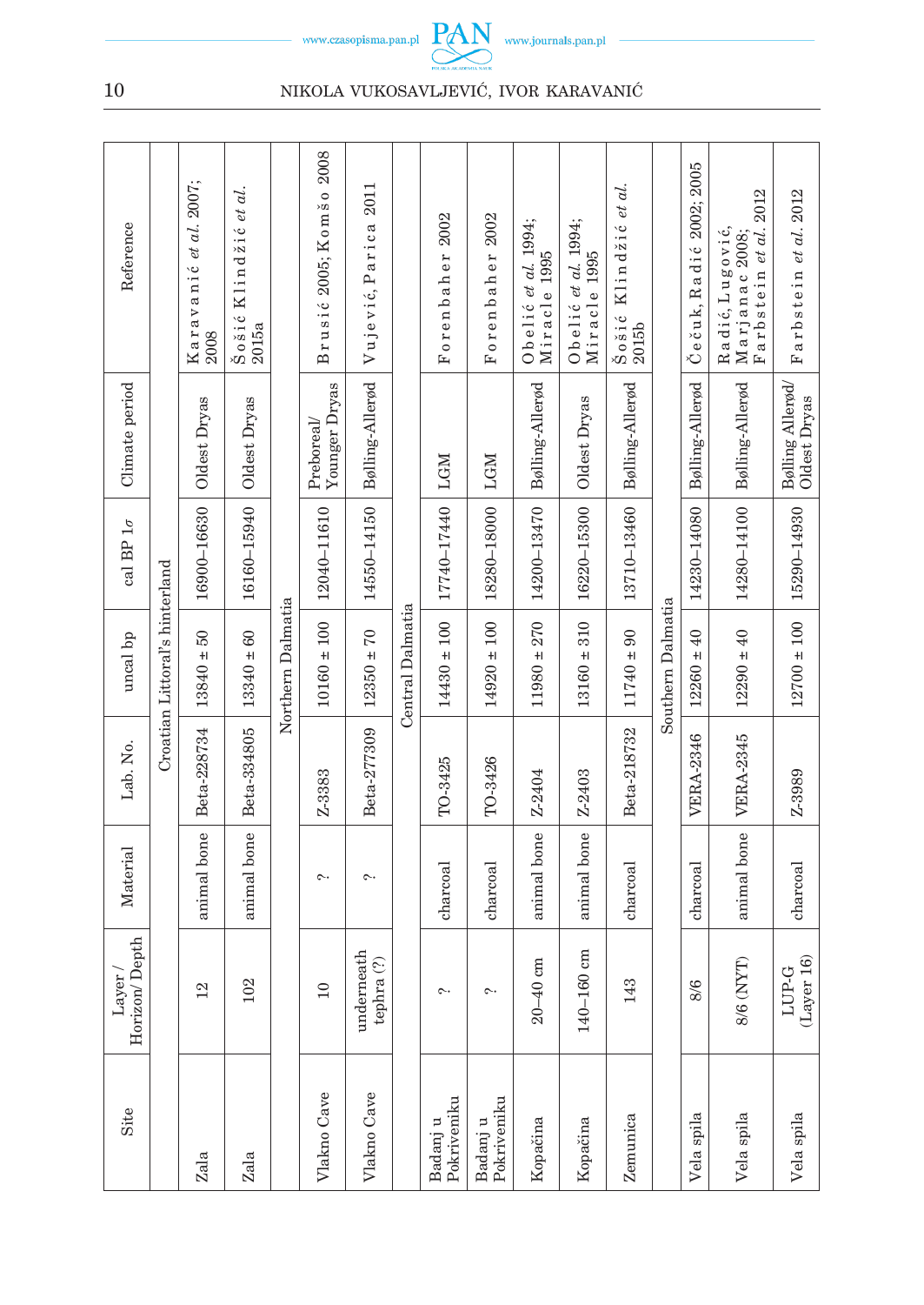| Site | Layer / Horizon/ Depth | Material | Lab. No. | uncal bp | cal BP 1σ | Climate period | Reference |
|---|---|---|---|---|---|---|---|
| Croatian Littoral's hinterland | | | | | | | |
| Zala | 12 | animal bone | Beta-228734 | 13840 ± 50 | 16900–16630 | Oldest Dryas | Karavanić *et al.* 2007; 2008 |
| Zala | 102 | animal bone | Beta-334805 | 13340 ± 60 | 16160–15940 | Oldest Dryas | Šošić Klindžić *et al.* 2015a |
| Northern Dalmatia | | | | | | | |
| Vlakno Cave | 10 | ? | Z-3383 | 10160 ± 100 | 12040–11610 | Preboreal/ Younger Dryas | Brusić 2005; Komšo 2008 |
| Vlakno Cave | underneath tephra (?) | ? | Beta-277309 | 12350 ± 70 | 14550–14150 | Bølling-Allerød | Vujević, Parica 2011 |
| Central Dalmatia | | | | | | | |
| Badanj u Pokriveniku | ? | charcoal | TO-3425 | 14430 ± 100 | 17740–17440 | LGM | Forenbaher 2002 |
| Badanj u Pokriveniku | ? | charcoal | TO-3426 | 14920 ± 100 | 18280–18000 | LGM | Forenbaher 2002 |
| Kopačina | 20–40 cm | animal bone | Z-2404 | 11980 ± 270 | 14200–13470 | Bølling-Allerød | Obelić *et al.* 1994; Miracle 1995 |
| Kopačina | 140–160 cm | animal bone | Z-2403 | 13160 ± 310 | 16220–15300 | Oldest Dryas | Obelić *et al.* 1994; Miracle 1995 |
| Zemunica | 143 | charcoal | Beta-218732 | 11740 ± 90 | 13710–13460 | Bølling-Allerød | Šošić Klindžić *et al.* 2015b |
| Southern Dalmatia | | | | | | | |
| Vela spila | 8/6 | charcoal | VERA-2346 | 12260 ± 40 | 14230–14080 | Bølling-Allerød | Čečuk, Radić 2002; 2005 |
| Vela spila | 8/6 (NYT) | animal bone | VERA-2345 | 12290 ± 40 | 14280–14100 | Bølling-Allerød | Radić, Lugović, Marjanac 2008; Farbstein *et al.* 2012 |
| Vela spila | LUP-G (Layer 16) | charcoal | Z-3989 | 12700 ± 100 | 15290–14930 | Bølling Allerød/ Oldest Dryas | Farbstein *et al.* 2012 |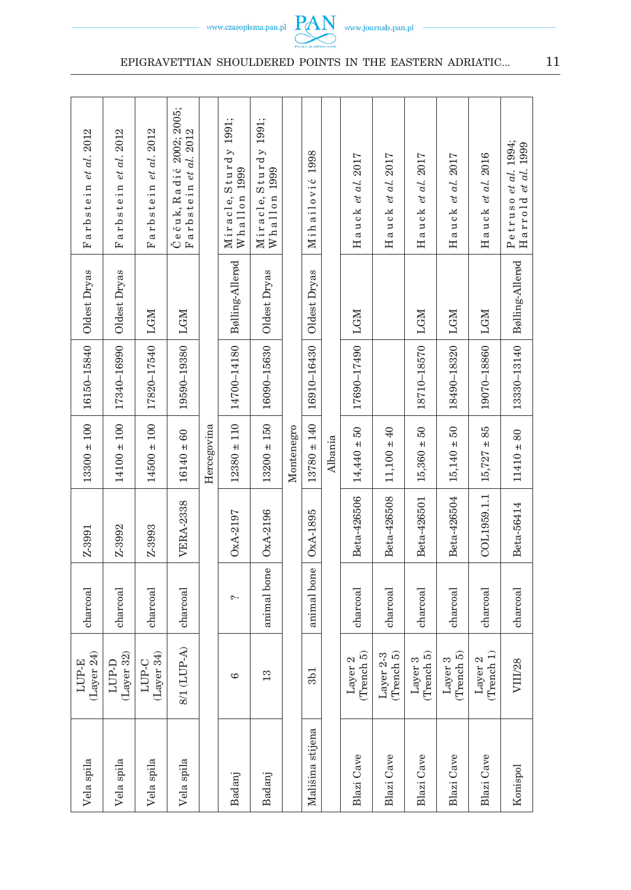| | | | | | | | | |
|---|---|---|---|---|---|---|---|---|
| Vela spila | LUP-E (Layer 24) | charcoal | Z-3991 | 13300 ± 100 | 16150–15840 | Oldest Dryas | Farbstein *et al.* 2012 |
| Vela spila | LUP-D (Layer 32) | charcoal | Z-3992 | 14100 ± 100 | 17340–16990 | Oldest Dryas | Farbstein *et al.* 2012 |
| Vela spila | LUP-C (Layer 34) | charcoal | Z-3993 | 14500 ± 100 | 17820–17540 | LGM | Farbstein *et al.* 2012 |
| Vela spila | 8/1 (LUP-A) | charcoal | VERA-2338 | 16140 ± 60 | 19590–19380 | LGM | Čečuk, Radić 2002; 2005; Farbstein *et al.* 2012 |
| | | | | Hercegovina | | | |
| Badanj | 6 | ? | OxA-2197 | 12380 ± 110 | 14700–14180 | Bølling-Allerød | Miracle, Sturdy 1991; Whallon 1999 |
| Badanj | 13 | animal bone | OxA-2196 | 13200 ± 150 | 16090–15630 | Oldest Dryas | Miracle, Sturdy 1991; Whallon 1999 |
| | | | | Montenegro | | | |
| Mališina stijena | 3b1 | animal bone | OxA-1895 | 13780 ± 140 | 16910–16430 | Oldest Dryas | Mihailović 1998 |
| | | | | Albania | | | |
| Blazi Cave | Layer 2 (Trench 5) | charcoal | Beta-426506 | 14,440 ± 50 | 17690–17490 | LGM | Hauck *et al.* 2017 |
| Blazi Cave | Layer 2-3 (Trench 5) | charcoal | Beta-426508 | 11,100 ± 40 | | | Hauck *et al.* 2017 |
| Blazi Cave | Layer 3 (Trench 5) | charcoal | Beta-426501 | 15,360 ± 50 | 18710–18570 | LGM | Hauck *et al.* 2017 |
| Blazi Cave | Layer 3 (Trench 5) | charcoal | Beta-426504 | 15,140 ± 50 | 18490–18320 | LGM | Hauck *et al.* 2017 |
| Blazi Cave | Layer 2 (Trench 1) | charcoal | COL1959.1.1 | 15,727 ± 85 | 19070–18860 | LGM | Hauck *et al.* 2016 |
| Konispol | VIII/28 | charcoal | Beta-56414 | 11410 ± 80 | 13330–13140 | Bølling-Allerød | Petruso *et al.* 1994; Harrold *et al.* 1999 |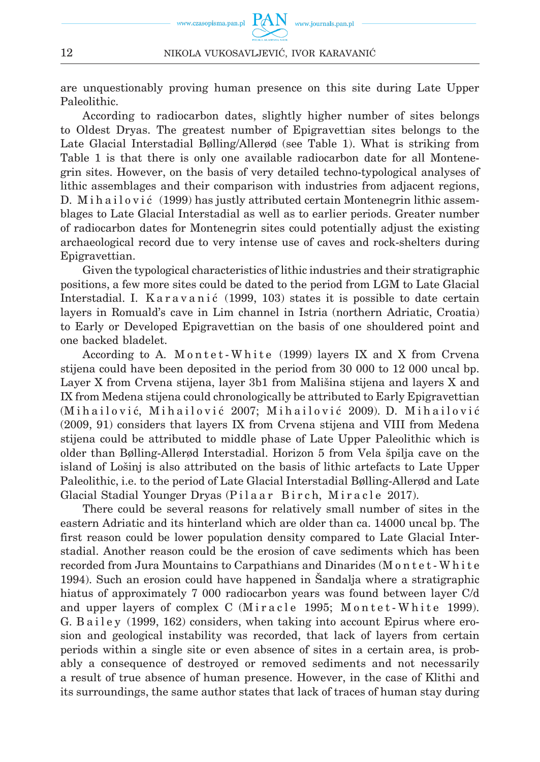are unquestionably proving human presence on this site during Late Upper Paleolithic.

According to radiocarbon dates, slightly higher number of sites belongs to Oldest Dryas. The greatest number of Epigravettian sites belongs to the Late Glacial Interstadial Bølling/Allerød (see Table 1). What is striking from Table 1 is that there is only one available radiocarbon date for all Montenegrin sites. However, on the basis of very detailed techno-typological analyses of lithic assemblages and their comparison with industries from adjacent regions, D. Mihailović (1999) has justly attributed certain Montenegrin lithic assemblages to Late Glacial Interstadial as well as to earlier periods. Greater number of radiocarbon dates for Montenegrin sites could potentially adjust the existing archaeological record due to very intense use of caves and rock-shelters during Epigravettian.

Given the typological characteristics of lithic industries and their stratigraphic positions, a few more sites could be dated to the period from LGM to Late Glacial Interstadial. I. Karavanić (1999, 103) states it is possible to date certain layers in Romuald's cave in Lim channel in Istria (northern Adriatic, Croatia) to Early or Developed Epigravettian on the basis of one shouldered point and one backed bladelet.

According to A. Montet-White (1999) layers IX and X from Crvena stijena could have been deposited in the period from 30 000 to 12 000 uncal bp. Layer X from Crvena stijena, layer 3b1 from Mališina stijena and layers X and IX from Medena stijena could chronologically be attributed to Early Epigravettian (Mihailović, Mihailović 2007; Mihailović 2009). D. Mihailović (2009, 91) considers that layers IX from Crvena stijena and VIII from Medena stijena could be attributed to middle phase of Late Upper Paleolithic which is older than Bølling-Allerød Interstadial. Horizon 5 from Vela špilja cave on the island of Lošinj is also attributed on the basis of lithic artefacts to Late Upper Paleolithic, i.e. to the period of Late Glacial Interstadial Bølling-Allerød and Late Glacial Stadial Younger Dryas (Pilaar Birch, Miracle 2017).

There could be several reasons for relatively small number of sites in the eastern Adriatic and its hinterland which are older than ca. 14000 uncal bp. The first reason could be lower population density compared to Late Glacial Interstadial. Another reason could be the erosion of cave sediments which has been recorded from Jura Mountains to Carpathians and Dinarides (Montet-White 1994). Such an erosion could have happened in Šandalja where a stratigraphic hiatus of approximately 7 000 radiocarbon years was found between layer C/d and upper layers of complex C (Miracle 1995; Montet-White 1999). G. Bailey (1999, 162) considers, when taking into account Epirus where erosion and geological instability was recorded, that lack of layers from certain periods within a single site or even absence of sites in a certain area, is probably a consequence of destroyed or removed sediments and not necessarily a result of true absence of human presence. However, in the case of Klithi and its surroundings, the same author states that lack of traces of human stay during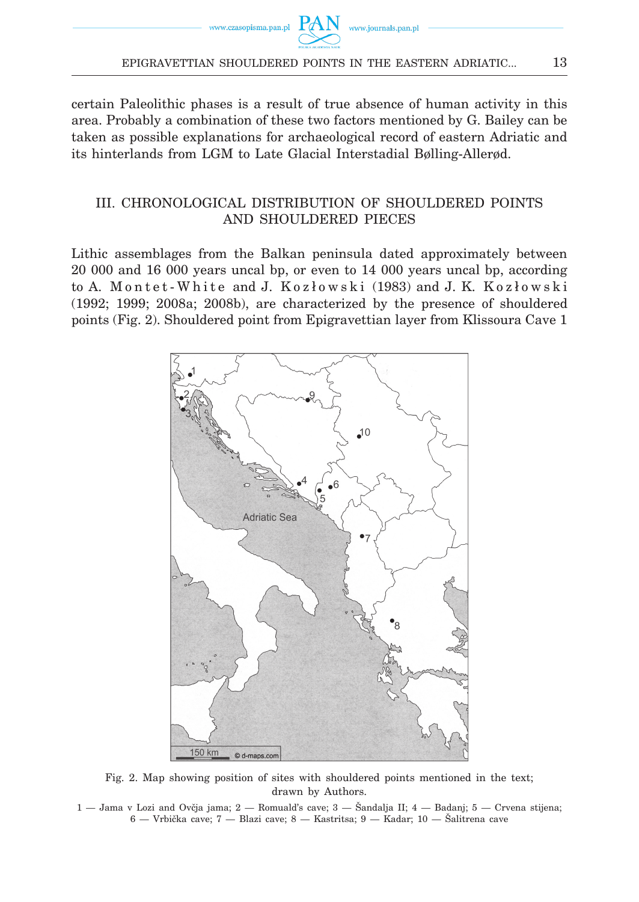certain Paleolithic phases is a result of true absence of human activity in this area. Probably a combination of these two factors mentioned by G. Bailey can be taken as possible explanations for archaeological record of eastern Adriatic and its hinterlands from LGM to Late Glacial Interstadial Bølling-Allerød.

## III. CHRONOLOGICAL DISTRIBUTION OF SHOULDERED POINTS AND SHOULDERED PIECES

Lithic assemblages from the Balkan peninsula dated approximately between 20 000 and 16 000 years uncal bp, or even to 14 000 years uncal bp, according to A. Montet-White and J. Kozłowski (1983) and J. K. Kozłowski (1992; 1999; 2008a; 2008b), are characterized by the presence of shouldered points (Fig. 2). Shouldered point from Epigravettian layer from Klissoura Cave 1

Fig. 2. Map showing position of sites with shouldered points mentioned in the text; drawn by Authors.

1 — Jama v Lozi and Ovčja jama; 2 — Romuald's cave; 3 — Šandalja II; 4 — Badanj; 5 — Crvena stijena; 6 — Vrbička cave; 7 — Blazi cave; 8 — Kastritsa; 9 — Kadar; 10 — Šalitrena cave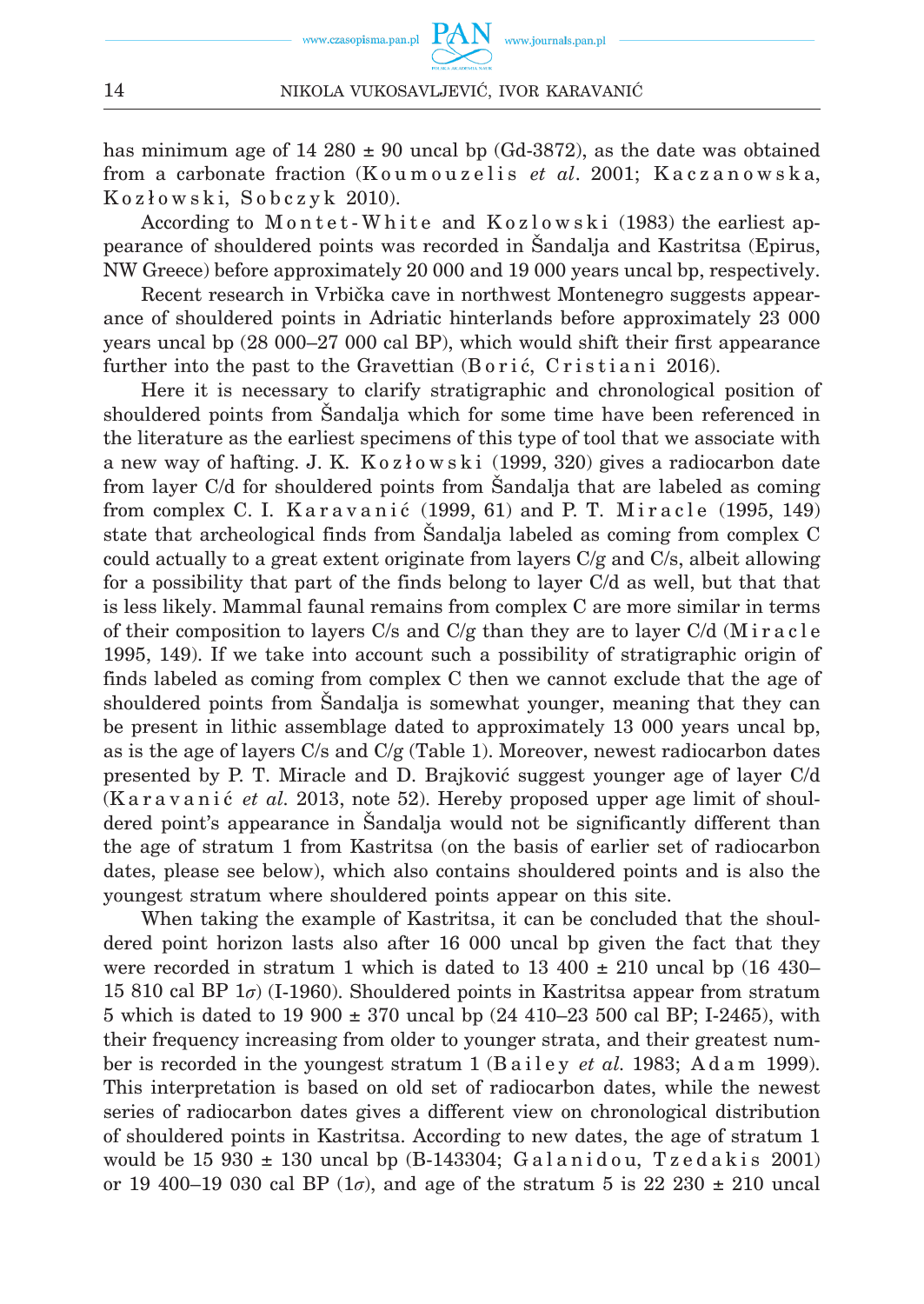has minimum age of 14 280 ± 90 uncal bp (Gd-3872), as the date was obtained from a carbonate fraction (Koumouzelis *et al*. 2001; Kaczanowska, Kozłowski, Sobczyk 2010).

According to Montet-White and Kozlowski (1983) the earliest appearance of shouldered points was recorded in Šandalja and Kastritsa (Epirus, NW Greece) before approximately 20 000 and 19 000 years uncal bp, respectively.

Recent research in Vrbička cave in northwest Montenegro suggests appearance of shouldered points in Adriatic hinterlands before approximately 23 000 years uncal bp (28 000–27 000 cal BP), which would shift their first appearance further into the past to the Gravettian (Borić, Cristiani 2016).

Here it is necessary to clarify stratigraphic and chronological position of shouldered points from Šandalja which for some time have been referenced in the literature as the earliest specimens of this type of tool that we associate with a new way of hafting. J. K. Kozłowski (1999, 320) gives a radiocarbon date from layer C/d for shouldered points from Šandalja that are labeled as coming from complex C. I. Karavanić (1999, 61) and P. T. Miracle (1995, 149) state that archeological finds from Šandalja labeled as coming from complex C could actually to a great extent originate from layers C/g and C/s, albeit allowing for a possibility that part of the finds belong to layer C/d as well, but that that is less likely. Mammal faunal remains from complex C are more similar in terms of their composition to layers C/s and C/g than they are to layer C/d (Miracle 1995, 149). If we take into account such a possibility of stratigraphic origin of finds labeled as coming from complex C then we cannot exclude that the age of shouldered points from Šandalja is somewhat younger, meaning that they can be present in lithic assemblage dated to approximately 13 000 years uncal bp, as is the age of layers C/s and C/g (Table 1). Moreover, newest radiocarbon dates presented by P. T. Miracle and D. Brajković suggest younger age of layer C/d (Karavanić *et al.* 2013, note 52). Hereby proposed upper age limit of shouldered point's appearance in Šandalja would not be significantly different than the age of stratum 1 from Kastritsa (on the basis of earlier set of radiocarbon dates, please see below), which also contains shouldered points and is also the youngest stratum where shouldered points appear on this site.

When taking the example of Kastritsa, it can be concluded that the shouldered point horizon lasts also after 16 000 uncal bp given the fact that they were recorded in stratum 1 which is dated to 13 400 ± 210 uncal bp (16 430–15 810 cal BP 1$\sigma$) (I-1960). Shouldered points in Kastritsa appear from stratum 5 which is dated to 19 900 ± 370 uncal bp (24 410–23 500 cal BP; I-2465), with their frequency increasing from older to younger strata, and their greatest number is recorded in the youngest stratum 1 (Bailey *et al.* 1983; Adam 1999). This interpretation is based on old set of radiocarbon dates, while the newest series of radiocarbon dates gives a different view on chronological distribution of shouldered points in Kastritsa. According to new dates, the age of stratum 1 would be 15 930 ± 130 uncal bp (B-143304; Galanidou, Tzedakis 2001) or 19 400–19 030 cal BP (1$\sigma$), and age of the stratum 5 is 22 230 ± 210 uncal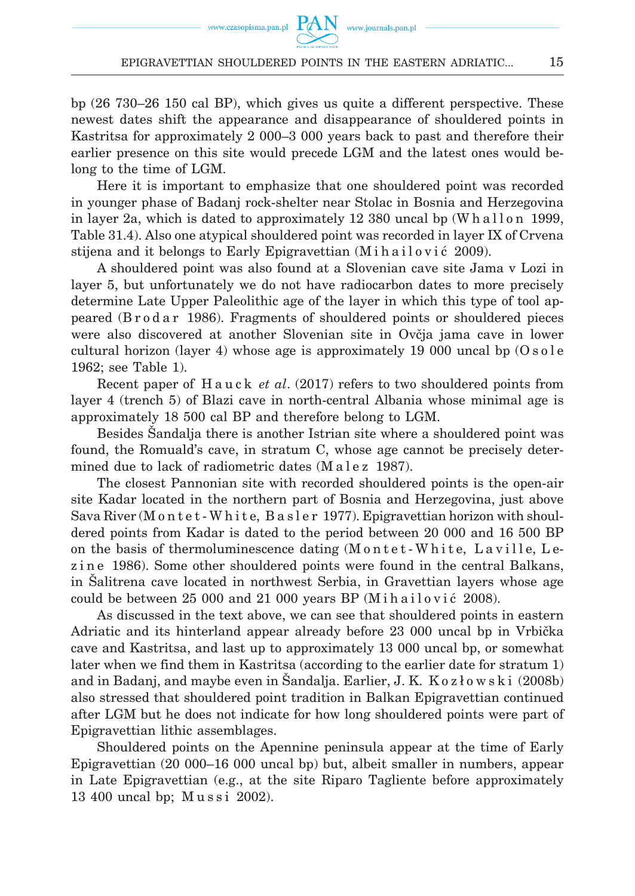bp (26 730–26 150 cal BP), which gives us quite a different perspective. These newest dates shift the appearance and disappearance of shouldered points in Kastritsa for approximately 2 000–3 000 years back to past and therefore their earlier presence on this site would precede LGM and the latest ones would belong to the time of LGM.

Here it is important to emphasize that one shouldered point was recorded in younger phase of Badanj rock-shelter near Stolac in Bosnia and Herzegovina in layer 2a, which is dated to approximately 12 380 uncal bp (Whallon 1999, Table 31.4). Also one atypical shouldered point was recorded in layer IX of Crvena stijena and it belongs to Early Epigravettian (Mihailović 2009).

A shouldered point was also found at a Slovenian cave site Jama v Lozi in layer 5, but unfortunately we do not have radiocarbon dates to more precisely determine Late Upper Paleolithic age of the layer in which this type of tool appeared (Brodar 1986). Fragments of shouldered points or shouldered pieces were also discovered at another Slovenian site in Ovčja jama cave in lower cultural horizon (layer 4) whose age is approximately 19 000 uncal bp (Osole 1962; see Table 1).

Recent paper of Hauck *et al*. (2017) refers to two shouldered points from layer 4 (trench 5) of Blazi cave in north-central Albania whose minimal age is approximately 18 500 cal BP and therefore belong to LGM.

Besides Šandalja there is another Istrian site where a shouldered point was found, the Romuald's cave, in stratum C, whose age cannot be precisely determined due to lack of radiometric dates (Malez 1987).

The closest Pannonian site with recorded shouldered points is the open-air site Kadar located in the northern part of Bosnia and Herzegovina, just above Sava River (Montet-White, Basler 1977). Epigravettian horizon with shouldered points from Kadar is dated to the period between 20 000 and 16 500 BP on the basis of thermoluminescence dating (Montet-White, Laville, Lezine 1986). Some other shouldered points were found in the central Balkans, in Šalitrena cave located in northwest Serbia, in Gravettian layers whose age could be between 25 000 and 21 000 years BP (Mihailović 2008).

As discussed in the text above, we can see that shouldered points in eastern Adriatic and its hinterland appear already before 23 000 uncal bp in Vrbička cave and Kastritsa, and last up to approximately 13 000 uncal bp, or somewhat later when we find them in Kastritsa (according to the earlier date for stratum 1) and in Badanj, and maybe even in Šandalja. Earlier, J. K. Kozłowski (2008b) also stressed that shouldered point tradition in Balkan Epigravettian continued after LGM but he does not indicate for how long shouldered points were part of Epigravettian lithic assemblages.

Shouldered points on the Apennine peninsula appear at the time of Early Epigravettian (20 000–16 000 uncal bp) but, albeit smaller in numbers, appear in Late Epigravettian (e.g., at the site Riparo Tagliente before approximately 13 400 uncal bp; Mussi 2002).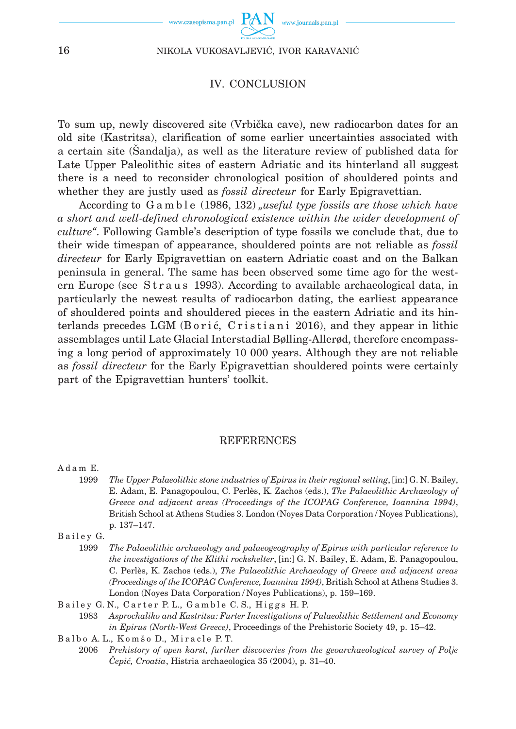## IV. CONCLUSION

To sum up, newly discovered site (Vrbička cave), new radiocarbon dates for an old site (Kastritsa), clarification of some earlier uncertainties associated with a certain site (Šandalja), as well as the literature review of published data for Late Upper Paleolithic sites of eastern Adriatic and its hinterland all suggest there is a need to reconsider chronological position of shouldered points and whether they are justly used as *fossil directeur* for Early Epigravettian.

According to Gamble (1986, 132) *„useful type fossils are those which have a short and well-defined chronological existence within the wider development of culture"*. Following Gamble's description of type fossils we conclude that, due to their wide timespan of appearance, shouldered points are not reliable as *fossil directeur* for Early Epigravettian on eastern Adriatic coast and on the Balkan peninsula in general. The same has been observed some time ago for the western Europe (see Straus 1993). According to available archaeological data, in particularly the newest results of radiocarbon dating, the earliest appearance of shouldered points and shouldered pieces in the eastern Adriatic and its hinterlands precedes LGM (Borić, Cristiani 2016), and they appear in lithic assemblages until Late Glacial Interstadial Bølling-Allerød, therefore encompassing a long period of approximately 10 000 years. Although they are not reliable as *fossil directeur* for the Early Epigravettian shouldered points were certainly part of the Epigravettian hunters' toolkit.

## REFERENCES

Adam E.

1999 *The Upper Palaeolithic stone industries of Epirus in their regional setting*, [in:] G. N. Bailey, E. Adam, E. Panagopoulou, C. Perlès, K. Zachos (eds.), *The Palaeolithic Archaeology of Greece and adjacent areas (Proceedings of the ICOPAG Conference, Ioannina 1994)*, British School at Athens Studies 3. London (Noyes Data Corporation / Noyes Publications), p. 137–147.

Bailey G.

1999 *The Palaeolithic archaeology and palaeogeography of Epirus with particular reference to the investigations of the Klithi rockshelter*, [in:] G. N. Bailey, E. Adam, E. Panagopoulou, C. Perlès, K. Zachos (eds.), *The Palaeolithic Archaeology of Greece and adjacent areas (Proceedings of the ICOPAG Conference, Ioannina 1994)*, British School at Athens Studies 3. London (Noyes Data Corporation / Noyes Publications), p. 159–169.

Bailey G. N., Carter P. L., Gamble C. S., Higgs H. P.

1983 *Asprochaliko and Kastritsa: Furter Investigations of Palaeolithic Settlement and Economy in Epirus (North-West Greece)*, Proceedings of the Prehistoric Society 49, p. 15–42.

Balbo A. L., Komšo D., Miracle P. T.

2006 *Prehistory of open karst, further discoveries from the geoarchaeological survey of Polje Čepić, Croatia*, Histria archaeologica 35 (2004), p. 31–40.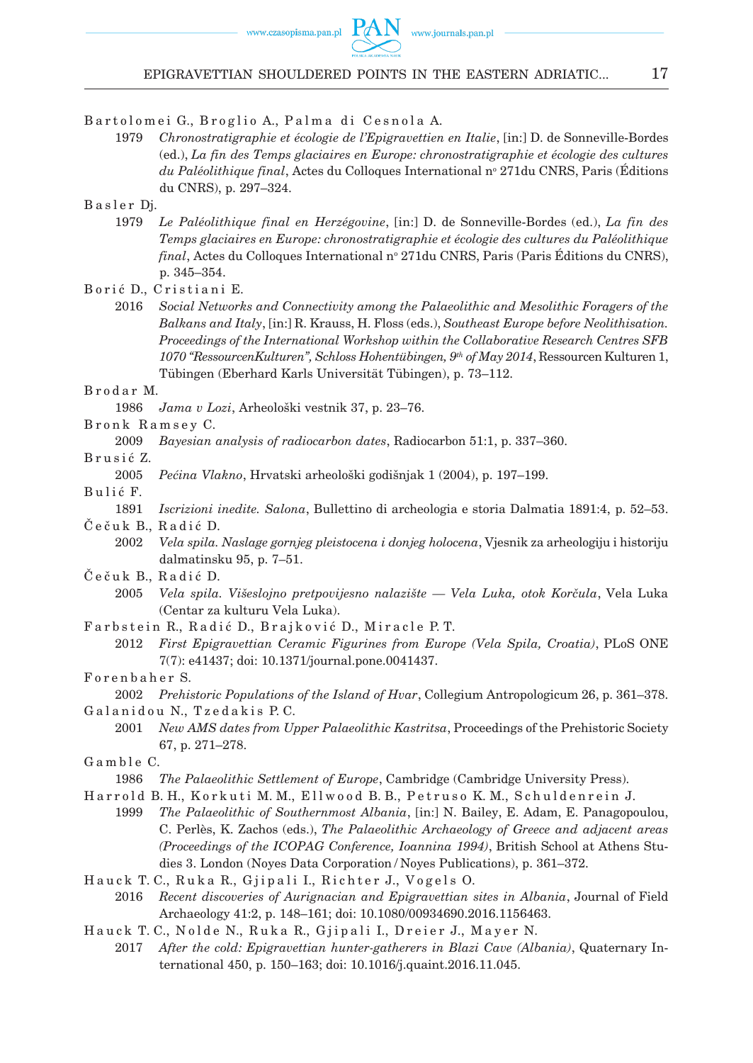Bartolomei G., Broglio A., Palma di Cesnola A.

1979 *Chronostratigraphie et écologie de l'Epigravettien en Italie*, [in:] D. de Sonneville-Bordes (ed.), *La fin des Temps glaciaires en Europe: chronostratigraphie et écologie des cultures du Paléolithique final*, Actes du Colloques International nº 271du CNRS, Paris (Éditions du CNRS), p. 297–324.

Basler Dj.

1979 *Le Paléolithique final en Herzégovine*, [in:] D. de Sonneville-Bordes (ed.), *La fin des Temps glaciaires en Europe: chronostratigraphie et écologie des cultures du Paléolithique final*, Actes du Colloques International nº 271du CNRS, Paris (Paris Éditions du CNRS), p. 345–354.

Borić D., Cristiani E.

2016 *Social Networks and Connectivity among the Palaeolithic and Mesolithic Foragers of the Balkans and Italy*, [in:] R. Krauss, H. Floss (eds.), *Southeast Europe before Neolithisation. Proceedings of the International Workshop within the Collaborative Research Centres SFB 1070 "RessourcenKulturen", Schloss Hohentübingen, 9th of May 2014*, Ressourcen Kulturen 1, Tübingen (Eberhard Karls Universität Tübingen), p. 73–112.

Brodar M.

1986 *Jama v Lozi*, Arheološki vestnik 37, p. 23–76.

Bronk Ramsey C.

2009 *Bayesian analysis of radiocarbon dates*, Radiocarbon 51:1, p. 337–360.

Brusić Z.

2005 *Pećina Vlakno*, Hrvatski arheološki godišnjak 1 (2004), p. 197–199.

Bulić F.

1891 *Iscrizioni inedite. Salona*, Bullettino di archeologia e storia Dalmatia 1891:4, p. 52–53.

Čečuk B., Radić D.

2002 *Vela spila. Naslage gornjeg pleistocena i donjeg holocena*, Vjesnik za arheologiju i historiju dalmatinsku 95, p. 7–51.

Čečuk B., Radić D.

2005 *Vela spila. Višeslojno pretpovijesno nalazište — Vela Luka, otok Korčula*, Vela Luka (Centar za kulturu Vela Luka).

Farbstein R., Radić D., Brajković D., Miracle P. T.

2012 *First Epigravettian Ceramic Figurines from Europe (Vela Spila, Croatia)*, PLoS ONE 7(7): e41437; doi: 10.1371/journal.pone.0041437.

Forenbaher S.

2002 *Prehistoric Populations of the Island of Hvar*, Collegium Antropologicum 26, p. 361–378.

Galanidou N., Tzedakis P. C.

2001 *New AMS dates from Upper Palaeolithic Kastritsa*, Proceedings of the Prehistoric Society 67, p. 271–278.

Gamble C.

1986 *The Palaeolithic Settlement of Europe*, Cambridge (Cambridge University Press).

Harrold B. H., Korkuti M. M., Ellwood B. B., Petruso K. M., Schuldenrein J.

1999 *The Palaeolithic of Southernmost Albania*, [in:] N. Bailey, E. Adam, E. Panagopoulou, C. Perlès, K. Zachos (eds.), *The Palaeolithic Archaeology of Greece and adjacent areas (Proceedings of the ICOPAG Conference, Ioannina 1994)*, British School at Athens Studies 3. London (Noyes Data Corporation / Noyes Publications), p. 361–372.

Hauck T. C., Ruka R., Gjipali I., Richter J., Vogels O.

2016 *Recent discoveries of Aurignacian and Epigravettian sites in Albania*, Journal of Field Archaeology 41:2, p. 148–161; doi: 10.1080/00934690.2016.1156463.

Hauck T. C., Nolde N., Ruka R., Gjipali I., Dreier J., Mayer N.

2017 *After the cold: Epigravettian hunter-gatherers in Blazi Cave (Albania)*, Quaternary International 450, p. 150–163; doi: 10.1016/j.quaint.2016.11.045.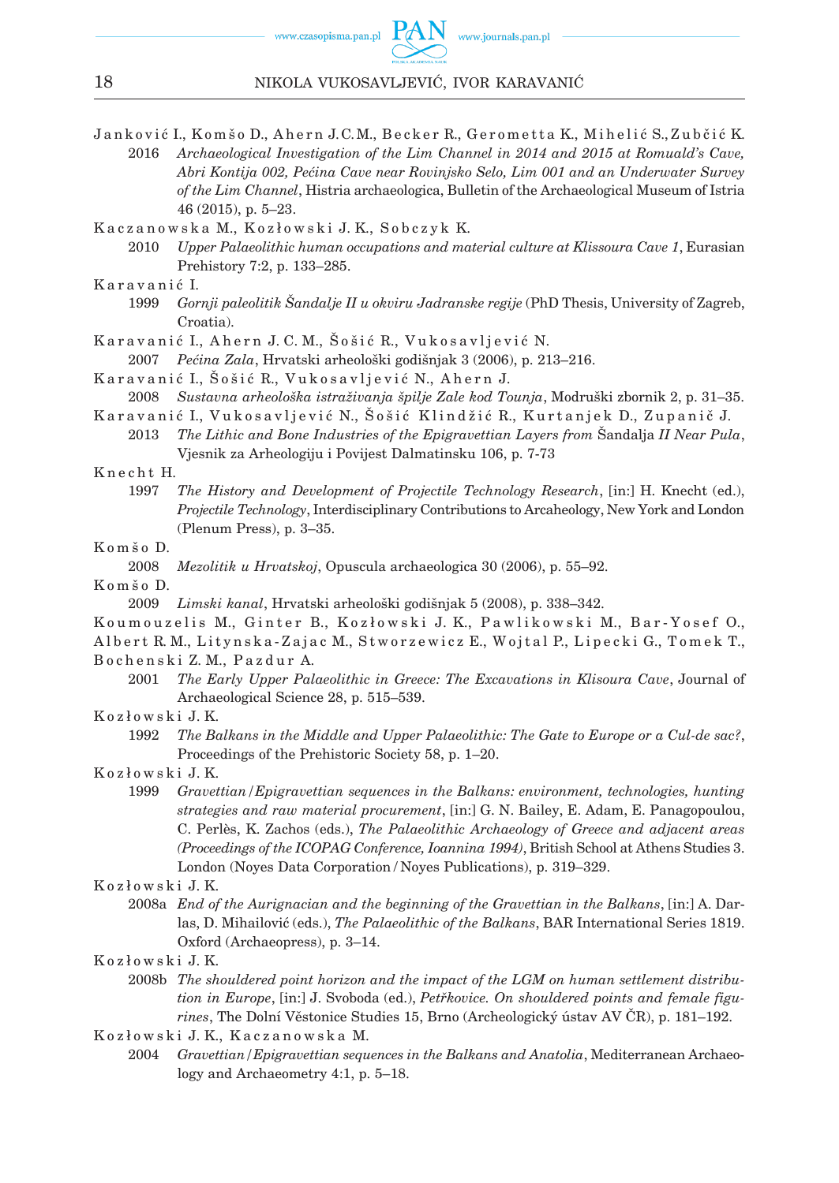Janković I., Komšo D., Ahern J.C.M., Becker R., Gerometta K., Mihelić S., Zubčić K.

2016 *Archaeological Investigation of the Lim Channel in 2014 and 2015 at Romuald's Cave, Abri Kontija 002, Pećina Cave near Rovinjsko Selo, Lim 001 and an Underwater Survey of the Lim Channel*, Histria archaeologica, Bulletin of the Archaeological Museum of Istria 46 (2015), p. 5–23.

Kaczanowska M., Kozłowski J. K., Sobczyk K.

2010 *Upper Palaeolithic human occupations and material culture at Klissoura Cave 1*, Eurasian Prehistory 7:2, p. 133–285.

Karavanić I.

1999 *Gornji paleolitik Šandalje II u okviru Jadranske regije* (PhD Thesis, University of Zagreb, Croatia).

Karavanić I., Ahern J. C. M., Šošić R., Vukosavljević N.

2007 *Pećina Zala*, Hrvatski arheološki godišnjak 3 (2006), p. 213–216.

Karavanić I., Šošić R., Vukosavljević N., Ahern J.

2008 *Sustavna arheološka istraživanja špilje Zale kod Tounja*, Modruški zbornik 2, p. 31–35.

Karavanić I., Vukosavljević N., Šošić Klindžić R., Kurtanjek D., Zupanič J.

2013 *The Lithic and Bone Industries of the Epigravettian Layers from* Šandalja *II Near Pula*, Vjesnik za Arheologiju i Povijest Dalmatinsku 106, p. 7-73

Knecht H.

1997 *The History and Development of Projectile Technology Research*, [in:] H. Knecht (ed.), *Projectile Technology*, Interdisciplinary Contributions to Arcaheology, New York and London (Plenum Press), p. 3–35.

Komšo D.

2008 *Mezolitik u Hrvatskoj*, Opuscula archaeologica 30 (2006), p. 55–92.

Komšo D.

2009 *Limski kanal*, Hrvatski arheološki godišnjak 5 (2008), p. 338–342.

Koumouzelis M., Ginter B., Kozłowski J. K., Pawlikowski M., Bar-Yosef O., Albert R. M., Litynska-Zajac M., Stworzewicz E., Wojtal P., Lipecki G., Tomek T., Bochenski Z. M., Pazdur A.

2001 *The Early Upper Palaeolithic in Greece: The Excavations in Klisoura Cave*, Journal of Archaeological Science 28, p. 515–539.

Kozłowski J. K.

1992 *The Balkans in the Middle and Upper Palaeolithic: The Gate to Europe or a Cul-de sac?*, Proceedings of the Prehistoric Society 58, p. 1–20.

Kozłowski J. K.

1999 *Gravettian/Epigravettian sequences in the Balkans: environment, technologies, hunting strategies and raw material procurement*, [in:] G. N. Bailey, E. Adam, E. Panagopoulou, C. Perlès, K. Zachos (eds.), *The Palaeolithic Archaeology of Greece and adjacent areas (Proceedings of the ICOPAG Conference, Ioannina 1994)*, British School at Athens Studies 3. London (Noyes Data Corporation/Noyes Publications), p. 319–329.

Kozłowski J. K.

2008a *End of the Aurignacian and the beginning of the Gravettian in the Balkans*, [in:] A. Darlas, D. Mihailović (eds.), *The Palaeolithic of the Balkans*, BAR International Series 1819. Oxford (Archaeopress), p. 3–14.

Kozłowski J. K.

2008b *The shouldered point horizon and the impact of the LGM on human settlement distribution in Europe*, [in:] J. Svoboda (ed.), *Petřkovice. On shouldered points and female figurines*, The Dolní Věstonice Studies 15, Brno (Archeologický ústav AV ČR), p. 181–192.

Kozłowski J. K., Kaczanowska M.

2004 *Gravettian/Epigravettian sequences in the Balkans and Anatolia*, Mediterranean Archaeology and Archaeometry 4:1, p. 5–18.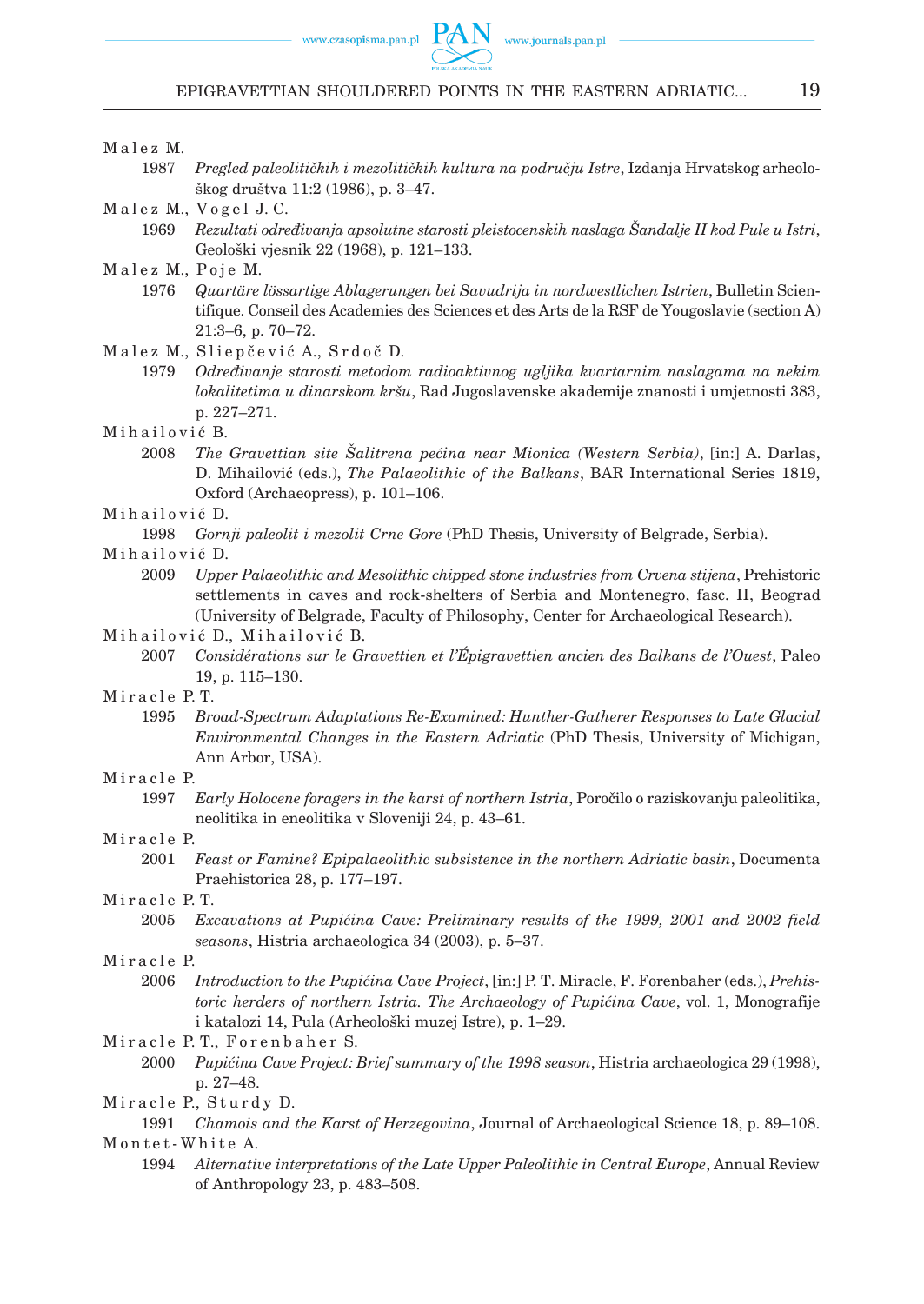Malez M.

1987 *Pregled paleolitičkih i mezolitičkih kultura na području Istre*, Izdanja Hrvatskog arheološkog društva 11:2 (1986), p. 3–47.

Malez M., Vogel J. C.

1969 *Rezultati određivanja apsolutne starosti pleistocenskih naslaga Šandalje II kod Pule u Istri*, Geološki vjesnik 22 (1968), p. 121–133.

Malez M., Poje M.

1976 *Quartäre lössartige Ablagerungen bei Savudrija in nordwestlichen Istrien*, Bulletin Scientifique. Conseil des Academies des Sciences et des Arts de la RSF de Yougoslavie (section A) 21:3–6, p. 70–72.

Malez M., Sliepčević A., Srdoč D.

1979 *Određivanje starosti metodom radioaktivnog ugljika kvartarnim naslagama na nekim lokalitetima u dinarskom kršu*, Rad Jugoslavenske akademije znanosti i umjetnosti 383, p. 227–271.

Mihailović B.

2008 *The Gravettian site Šalitrena pećina near Mionica (Western Serbia)*, [in:] A. Darlas, D. Mihailović (eds.), *The Palaeolithic of the Balkans*, BAR International Series 1819, Oxford (Archaeopress), p. 101–106.

Mihailović D.

1998 *Gornji paleolit i mezolit Crne Gore* (PhD Thesis, University of Belgrade, Serbia).

Mihailović D.

2009 *Upper Palaeolithic and Mesolithic chipped stone industries from Crvena stijena*, Prehistoric settlements in caves and rock-shelters of Serbia and Montenegro, fasc. II, Beograd (University of Belgrade, Faculty of Philosophy, Center for Archaeological Research).

Mihailović D., Mihailović B.

2007 *Considérations sur le Gravettien et l'Épigravettien ancien des Balkans de l'Ouest*, Paleo 19, p. 115–130.

Miracle P. T.

1995 *Broad-Spectrum Adaptations Re-Examined: Hunther-Gatherer Responses to Late Glacial Environmental Changes in the Eastern Adriatic* (PhD Thesis, University of Michigan, Ann Arbor, USA).

Miracle P.

1997 *Early Holocene foragers in the karst of northern Istria*, Poročilo o raziskovanju paleolitika, neolitika in eneolitika v Sloveniji 24, p. 43–61.

Miracle P.

2001 *Feast or Famine? Epipalaeolithic subsistence in the northern Adriatic basin*, Documenta Praehistorica 28, p. 177–197.

Miracle P. T.

2005 *Excavations at Pupićina Cave: Preliminary results of the 1999, 2001 and 2002 field seasons*, Histria archaeologica 34 (2003), p. 5–37.

Miracle P.

2006 *Introduction to the Pupićina Cave Project*, [in:] P. T. Miracle, F. Forenbaher (eds.), *Prehistoric herders of northern Istria. The Archaeology of Pupićina Cave*, vol. 1, Monografije i katalozi 14, Pula (Arheološki muzej Istre), p. 1–29.

Miracle P. T., Forenbaher S.

2000 *Pupićina Cave Project: Brief summary of the 1998 season*, Histria archaeologica 29 (1998), p. 27–48.

Miracle P., Sturdy D.

1991 *Chamois and the Karst of Herzegovina*, Journal of Archaeological Science 18, p. 89–108.

Montet-White A.

1994 *Alternative interpretations of the Late Upper Paleolithic in Central Europe*, Annual Review of Anthropology 23, p. 483–508.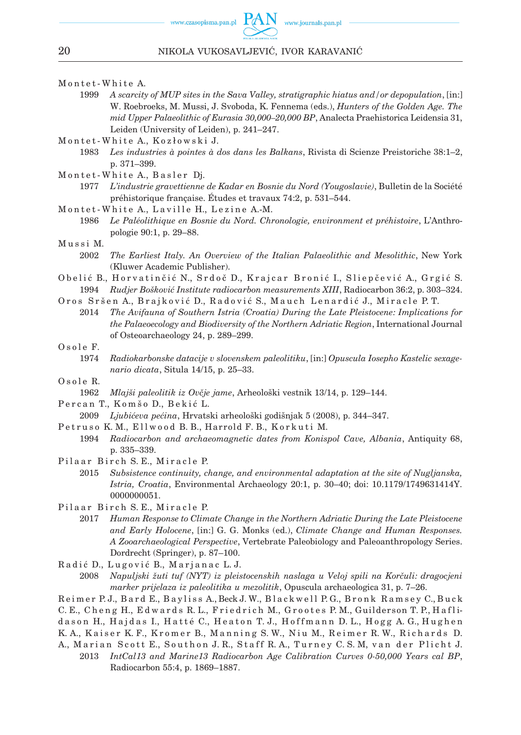Montet-White A.

1999 *A scarcity of MUP sites in the Sava Valley, stratigraphic hiatus and/or depopulation*, [in:] W. Roebroeks, M. Mussi, J. Svoboda, K. Fennema (eds.), *Hunters of the Golden Age. The mid Upper Palaeolithic of Eurasia 30,000–20,000 BP*, Analecta Praehistorica Leidensia 31, Leiden (University of Leiden), p. 241–247.

Montet-White A., Kozłowski J.

1983 *Les industries à pointes à dos dans les Balkans*, Rivista di Scienze Preistoriche 38:1–2, p. 371–399.

Montet-White A., Basler Dj.

1977 *L'industrie gravettienne de Kadar en Bosnie du Nord (Yougoslavie)*, Bulletin de la Société préhistorique française. Études et travaux 74:2, p. 531–544.

Montet-White A., Laville H., Lezine A.-M.

1986 *Le Paléolithique en Bosnie du Nord. Chronologie, environment et préhistoire*, L'Anthropologie 90:1, p. 29–88.

Mussi M.

2002 *The Earliest Italy. An Overview of the Italian Palaeolithic and Mesolithic*, New York (Kluwer Academic Publisher).

Obelić B., Horvatinčić N., Srdoč D., Krajcar Bronić I., Sliepčević A., Grgić S.

1994 *Rudjer Bošković Institute radiocarbon measurements XIII*, Radiocarbon 36:2, p. 303–324.

Oros Sršen A., Brajković D., Radović S., Mauch Lenardić J., Miracle P. T.

2014 *The Avifauna of Southern Istria (Croatia) During the Late Pleistocene: Implications for the Palaeoecology and Biodiversity of the Northern Adriatic Region*, International Journal of Osteoarchaeology 24, p. 289–299.

Osole F.

1974 *Radiokarbonske datacije v slovenskem paleolitiku*, [in:] *Opuscula Iosepho Kastelic sexagenario dicata*, Situla 14/15, p. 25–33.

Osole R.

1962 *Mlajši paleolitik iz Ovčje jame*, Arheološki vestnik 13/14, p. 129–144.

Percan T., Komšo D., Bekić L.

2009 *Ljubićeva pećina*, Hrvatski arheološki godišnjak 5 (2008), p. 344–347.

Petruso K. M., Ellwood B. B., Harrold F. B., Korkuti M.

1994 *Radiocarbon and archaeomagnetic dates from Konispol Cave, Albania*, Antiquity 68, p. 335–339.

Pilaar Birch S. E., Miracle P.

2015 *Subsistence continuity, change, and environmental adaptation at the site of Nugljanska, Istria, Croatia*, Environmental Archaeology 20:1, p. 30–40; doi: 10.1179/1749631414Y.0000000051.

Pilaar Birch S. E., Miracle P.

2017 *Human Response to Climate Change in the Northern Adriatic During the Late Pleistocene and Early Holocene*, [in:] G. G. Monks (ed.), *Climate Change and Human Responses. A Zooarchaeological Perspective*, Vertebrate Paleobiology and Paleoanthropology Series. Dordrecht (Springer), p. 87–100.

Radić D., Lugović B., Marjanac L. J.

2008 *Napuljski žuti tuf (NYT) iz pleistocenskih naslaga u Veloj spili na Korčuli: dragocjeni marker prijelaza iz paleolitika u mezolitik*, Opuscula archaeologica 31, p. 7–26.

Reimer P. J., Bard E., Bayliss A., Beck J. W., Blackwell P. G., Bronk Ramsey C., Buck C. E., Cheng H., Edwards R. L., Friedrich M., Grootes P. M., Guilderson T. P., Haflidason H., Hajdas I., Hatté C., Heaton T. J., Hoffmann D. L., Hogg A. G., Hughen K. A., Kaiser K. F., Kromer B., Manning S. W., Niu M., Reimer R. W., Richards D. A., Marian Scott E., Southon J. R., Staff R. A., Turney C. S. M, van der Plicht J.

2013 *IntCal13 and Marine13 Radiocarbon Age Calibration Curves 0-50,000 Years cal BP*, Radiocarbon 55:4, p. 1869–1887.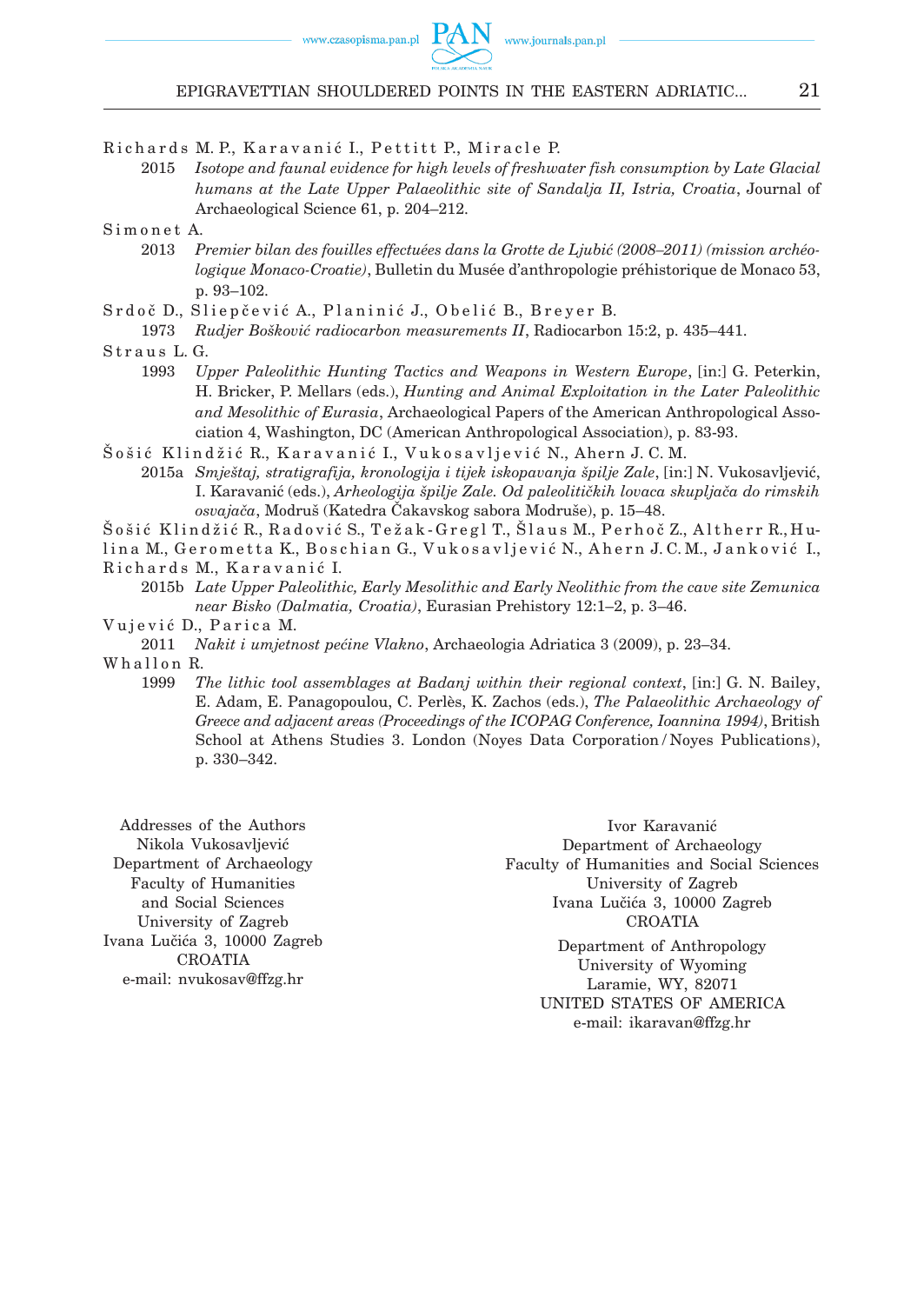Richards M. P., Karavanić I., Pettitt P., Miracle P.

2015 *Isotope and faunal evidence for high levels of freshwater fish consumption by Late Glacial humans at the Late Upper Palaeolithic site of Sandalja II, Istria, Croatia*, Journal of Archaeological Science 61, p. 204–212.

Simonet A.

2013 *Premier bilan des fouilles effectuées dans la Grotte de Ljubić (2008–2011) (mission archéologique Monaco-Croatie)*, Bulletin du Musée d'anthropologie préhistorique de Monaco 53, p. 93–102.

Srdoč D., Sliepčević A., Planinić J., Obelić B., Breyer B.

1973 *Rudjer Bošković radiocarbon measurements II*, Radiocarbon 15:2, p. 435–441.

Straus L. G.

1993 *Upper Paleolithic Hunting Tactics and Weapons in Western Europe*, [in:] G. Peterkin, H. Bricker, P. Mellars (eds.), *Hunting and Animal Exploitation in the Later Paleolithic and Mesolithic of Eurasia*, Archaeological Papers of the American Anthropological Association 4, Washington, DC (American Anthropological Association), p. 83-93.

Šošić Klindžić R., Karavanić I., Vukosavljević N., Ahern J. C. M.

2015a *Smještaj, stratigrafija, kronologija i tijek iskopavanja špilje Zale*, [in:] N. Vukosavljević, I. Karavanić (eds.), *Arheologija špilje Zale. Od paleolitičkih lovaca skupljača do rimskih osvajača*, Modruš (Katedra Čakavskog sabora Modruše), p. 15–48.

Šošić Klindžić R., Radović S., Težak-Gregl T., Šlaus M., Perhoč Z., Altherr R., Hulina M., Gerometta K., Boschian G., Vukosavljević N., Ahern J. C. M., Janković I., Richards M., Karavanić I.

2015b *Late Upper Paleolithic, Early Mesolithic and Early Neolithic from the cave site Zemunica near Bisko (Dalmatia, Croatia)*, Eurasian Prehistory 12:1–2, p. 3–46.

Vujević D., Parica M.

2011 *Nakit i umjetnost pećine Vlakno*, Archaeologia Adriatica 3 (2009), p. 23–34.

Whallon R.

1999 *The lithic tool assemblages at Badanj within their regional context*, [in:] G. N. Bailey, E. Adam, E. Panagopoulou, C. Perlès, K. Zachos (eds.), *The Palaeolithic Archaeology of Greece and adjacent areas (Proceedings of the ICOPAG Conference, Ioannina 1994)*, British School at Athens Studies 3. London (Noyes Data Corporation / Noyes Publications), p. 330–342.

Addresses of the Authors

Nikola Vukosavljević
Department of Archaeology
Faculty of Humanities
and Social Sciences
University of Zagreb
Ivana Lučića 3, 10000 Zagreb
CROATIA
e-mail: nvukosav@ffzg.hr

Ivor Karavanić
Department of Archaeology
Faculty of Humanities and Social Sciences
University of Zagreb
Ivana Lučića 3, 10000 Zagreb
CROATIA

Department of Anthropology
University of Wyoming
Laramie, WY, 82071
UNITED STATES OF AMERICA
e-mail: ikaravan@ffzg.hr